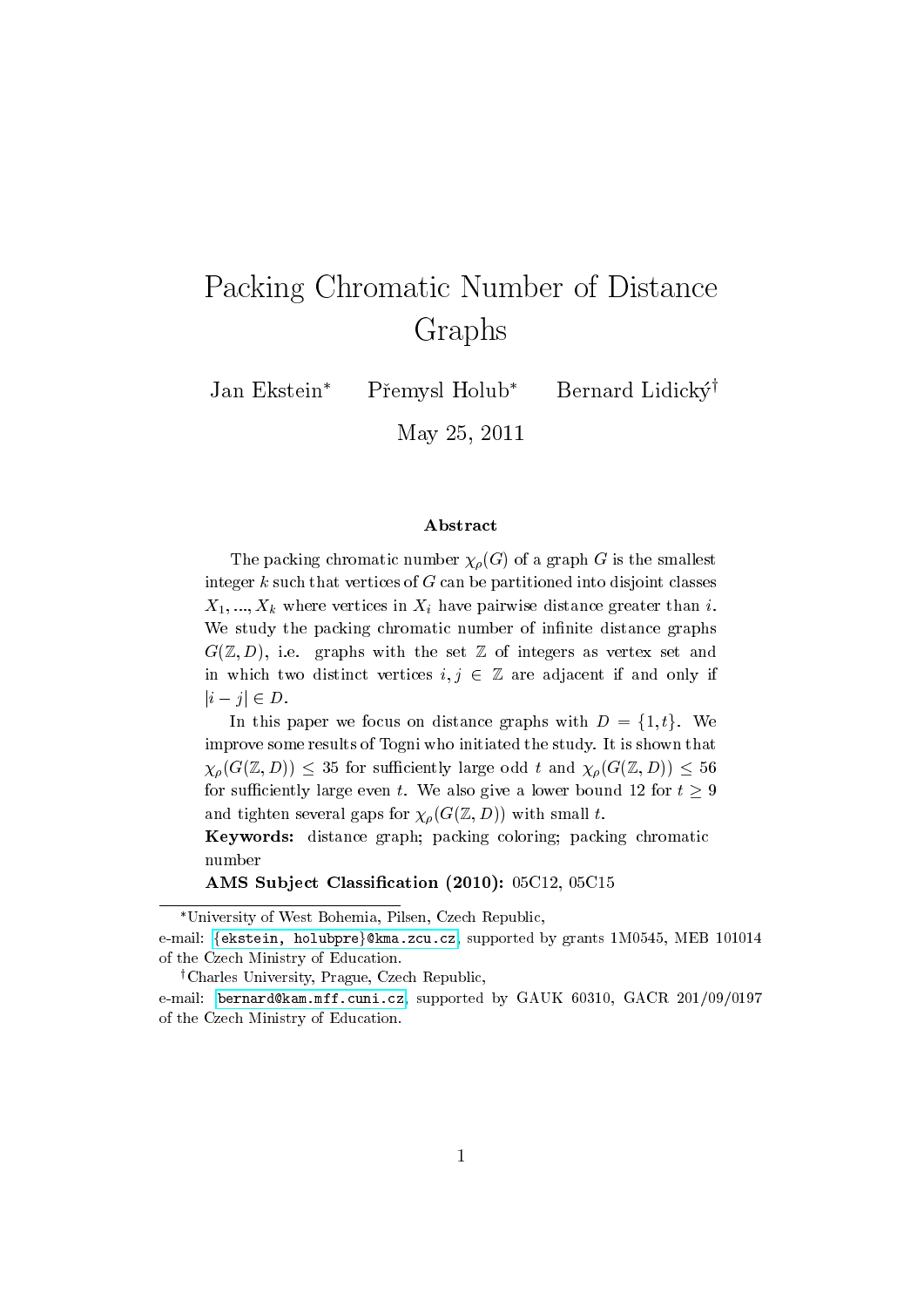# Packing Chromatic Number of Distance Graphs

Jan Ekstein* Přemysl Holub* Bernard Lidický†

May 25, 2011

## Abstract

The packing chromatic number $\chi_\rho(G)$ of a graph $G$ is the smallest integer $k$ such that vertices of $G$ can be partitioned into disjoint classes $X_1, ..., X_k$ where vertices in $X_i$ have pairwise distance greater than $i$. We study the packing chromatic number of infinite distance graphs $G(\mathbb{Z}, D)$, i.e. graphs with the set $\mathbb{Z}$ of integers as vertex set and in which two distinct vertices $i, j \in \mathbb{Z}$ are adjacent if and only if $|i - j| \in D$.

In this paper we focus on distance graphs with $D = \{1, t\}$. We improve some results of Togni who initiated the study. It is shown that $\chi_\rho(G(\mathbb{Z}, D)) \leq 35$ for sufficiently large odd $t$ and $\chi_\rho(G(\mathbb{Z}, D)) \leq 56$ for sufficiently large even $t$. We also give a lower bound 12 for $t \geq 9$ and tighten several gaps for $\chi_\rho(G(\mathbb{Z}, D))$ with small $t$.

**Keywords:** distance graph; packing coloring; packing chromatic number

**AMS Subject Classification (2010):** 05C12, 05C15

---

*University of West Bohemia, Pilsen, Czech Republic,
e-mail: {ekstein, holubpre}@kma.zcu.cz, supported by grants 1M0545, MEB 101014 of the Czech Ministry of Education.

†Charles University, Prague, Czech Republic,
e-mail: bernard@kam.mff.cuni.cz, supported by GAUK 60310, GACR 201/09/0197 of the Czech Ministry of Education.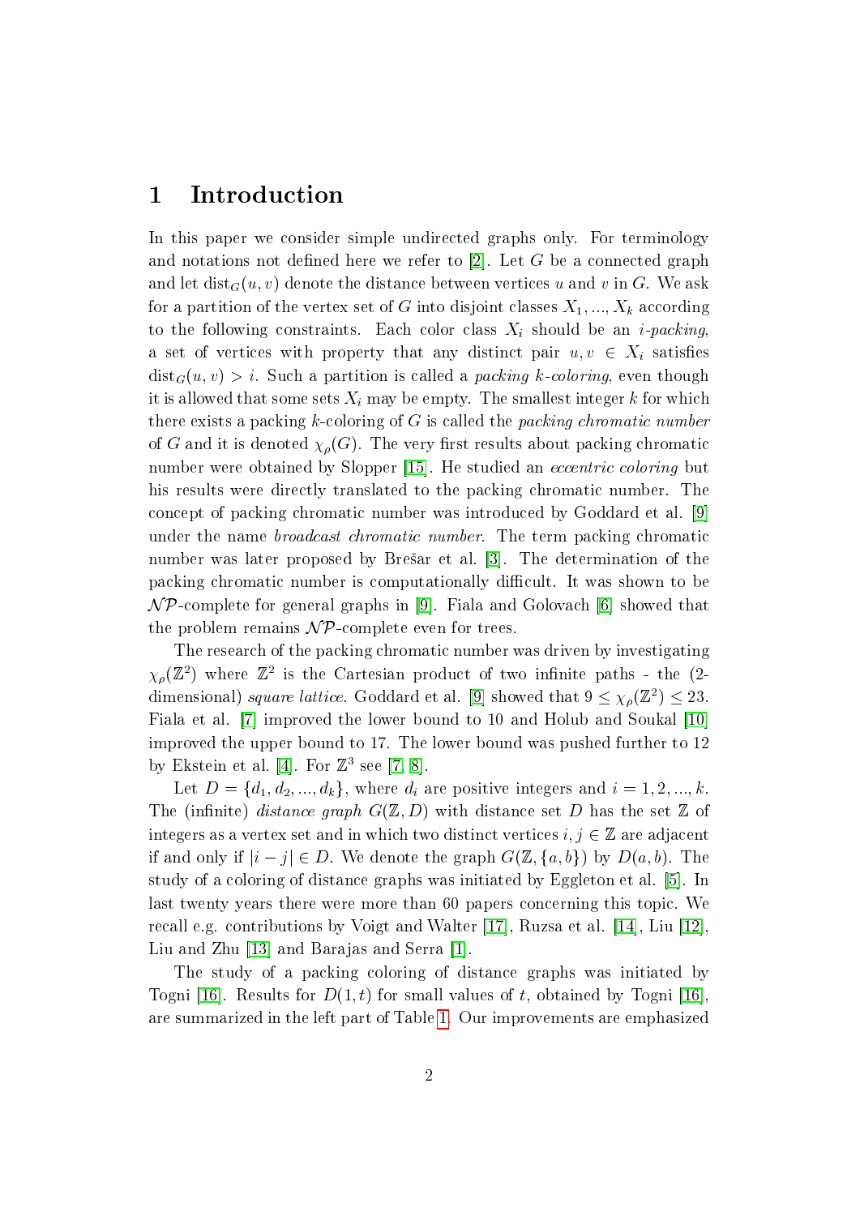# 1 Introduction

In this paper we consider simple undirected graphs only. For terminology and notations not defined here we refer to [2]. Let $G$ be a connected graph and let $\text{dist}_G(u, v)$ denote the distance between vertices $u$ and $v$ in $G$. We ask for a partition of the vertex set of $G$ into disjoint classes $X_1, ..., X_k$ according to the following constraints. Each color class $X_i$ should be an *i-packing*, a set of vertices with property that any distinct pair $u, v \in X_i$ satisfies $\text{dist}_G(u, v) > i$. Such a partition is called a *packing k-coloring*, even though it is allowed that some sets $X_i$ may be empty. The smallest integer $k$ for which there exists a packing $k$-coloring of $G$ is called the *packing chromatic number* of $G$ and it is denoted $\chi_\rho(G)$. The very first results about packing chromatic number were obtained by Slopper [15]. He studied an *eccentric coloring* but his results were directly translated to the packing chromatic number. The concept of packing chromatic number was introduced by Goddard et al. [9] under the name *broadcast chromatic number*. The term packing chromatic number was later proposed by Brešar et al. [3]. The determination of the packing chromatic number is computationally difficult. It was shown to be $\mathcal{NP}$-complete for general graphs in [9]. Fiala and Golovach [6] showed that the problem remains $\mathcal{NP}$-complete even for trees.

The research of the packing chromatic number was driven by investigating $\chi_\rho(\mathbb{Z}^2)$ where $\mathbb{Z}^2$ is the Cartesian product of two infinite paths - the (2-dimensional) *square lattice*. Goddard et al. [9] showed that $9 \leq \chi_\rho(\mathbb{Z}^2) \leq 23$. Fiala et al. [7] improved the lower bound to 10 and Holub and Soukal [10] improved the upper bound to 17. The lower bound was pushed further to 12 by Ekstein et al. [4]. For $\mathbb{Z}^3$ see [7, 8].

Let $D = \{d_1, d_2, ..., d_k\}$, where $d_i$ are positive integers and $i = 1, 2, ..., k$. The (infinite) *distance graph* $G(\mathbb{Z}, D)$ with distance set $D$ has the set $\mathbb{Z}$ of integers as a vertex set and in which two distinct vertices $i, j \in \mathbb{Z}$ are adjacent if and only if $|i - j| \in D$. We denote the graph $G(\mathbb{Z}, \{a, b\})$ by $D(a, b)$. The study of a coloring of distance graphs was initiated by Eggleton et al. [5]. In last twenty years there were more than 60 papers concerning this topic. We recall e.g. contributions by Voigt and Walter [17], Ruzsa et al. [14], Liu [12], Liu and Zhu [13] and Barajas and Serra [1].

The study of a packing coloring of distance graphs was initiated by Togni [16]. Results for $D(1, t)$ for small values of $t$, obtained by Togni [16], are summarized in the left part of Table 1. Our improvements are emphasized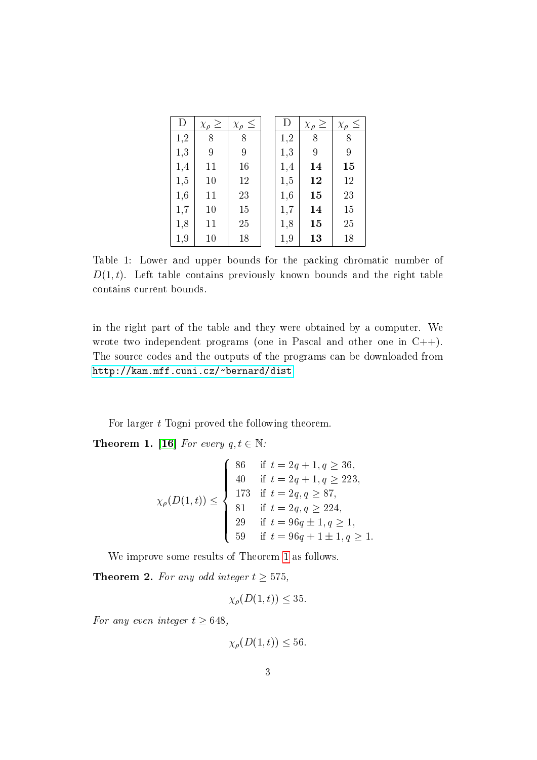| D | $\chi_\rho \geq$ | $\chi_\rho \leq$ |
|---|---|---|
| 1,2 | 8 | 8 |
| 1,3 | 9 | 9 |
| 1,4 | 11 | 16 |
| 1,5 | 10 | 12 |
| 1,6 | 11 | 23 |
| 1,7 | 10 | 15 |
| 1,8 | 11 | 25 |
| 1,9 | 10 | 18 |

| D | $\chi_\rho \geq$ | $\chi_\rho \leq$ |
|---|---|---|
| 1,2 | 8 | 8 |
| 1,3 | 9 | 9 |
| 1,4 | **14** | **15** |
| 1,5 | **12** | 12 |
| 1,6 | **15** | 23 |
| 1,7 | **14** | 15 |
| 1,8 | **15** | 25 |
| 1,9 | **13** | 18 |

Table 1: Lower and upper bounds for the packing chromatic number of $D(1,t)$. Left table contains previously known bounds and the right table contains current bounds.

in the right part of the table and they were obtained by a computer. We wrote two independent programs (one in Pascal and other one in C++). The source codes and the outputs of the programs can be downloaded from http://kam.mff.cuni.cz/~bernard/dist

For larger $t$ Togni proved the following theorem.

**Theorem 1.** [16] *For every $q, t \in \mathbb{N}$:*

$$\chi_\rho(D(1,t)) \leq \begin{cases} 86 & \text{if } t = 2q+1, q \geq 36, \\ 40 & \text{if } t = 2q+1, q \geq 223, \\ 173 & \text{if } t = 2q, q \geq 87, \\ 81 & \text{if } t = 2q, q \geq 224, \\ 29 & \text{if } t = 96q \pm 1, q \geq 1, \\ 59 & \text{if } t = 96q + 1 \pm 1, q \geq 1. \end{cases}$$

We improve some results of Theorem 1 as follows.

**Theorem 2.** *For any odd integer $t \geq 575$,*

$$\chi_\rho(D(1,t)) \leq 35.$$

*For any even integer $t \geq 648$,*

$$\chi_\rho(D(1,t)) \leq 56.$$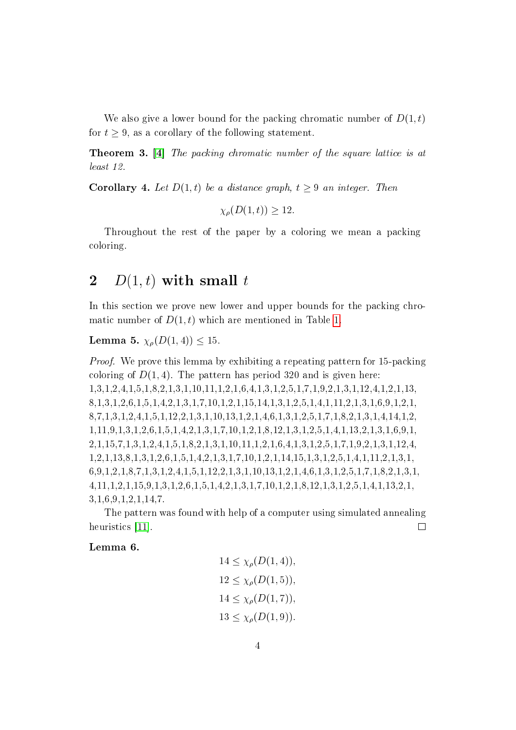We also give a lower bound for the packing chromatic number of $D(1,t)$ for $t \geq 9$, as a corollary of the following statement.

**Theorem 3.** [4] *The packing chromatic number of the square lattice is at least 12.*

**Corollary 4.** *Let $D(1,t)$ be a distance graph, $t \geq 9$ an integer. Then*

$$\chi_\rho(D(1,t)) \geq 12.$$

Throughout the rest of the paper by a coloring we mean a packing coloring.

## 2 $D(1,t)$ with small $t$

In this section we prove new lower and upper bounds for the packing chromatic number of $D(1,t)$ which are mentioned in Table 1.

**Lemma 5.** $\chi_\rho(D(1,4)) \leq 15$.

*Proof.* We prove this lemma by exhibiting a repeating pattern for 15-packing coloring of $D(1,4)$. The pattern has period 320 and is given here:
1,3,1,2,4,1,5,1,8,2,1,3,1,10,11,1,2,1,6,4,1,3,1,2,5,1,7,1,9,2,1,3,1,12,4,1,2,1,13, 8,1,3,1,2,6,1,5,1,4,2,1,3,1,7,10,1,2,1,15,14,1,3,1,2,5,1,4,1,11,2,1,3,1,6,9,1,2,1, 8,7,1,3,1,2,4,1,5,1,12,2,1,3,1,10,13,1,2,1,4,6,1,3,1,2,5,1,7,1,8,2,1,3,1,4,14,1,2, 1,11,9,1,3,1,2,6,1,5,1,4,2,1,3,1,7,10,1,2,1,8,12,1,3,1,2,5,1,4,1,13,2,1,3,1,6,9,1, 2,1,15,7,1,3,1,2,4,1,5,1,8,2,1,3,1,10,11,1,2,1,6,4,1,3,1,2,5,1,7,1,9,2,1,3,1,12,4, 1,2,1,13,8,1,3,1,2,6,1,5,1,4,2,1,3,1,7,10,1,2,1,14,15,1,3,1,2,5,1,4,1,11,2,1,3,1, 6,9,1,2,1,8,7,1,3,1,2,4,1,5,1,12,2,1,3,1,10,13,1,2,1,4,6,1,3,1,2,5,1,7,1,8,2,1,3,1, 4,11,1,2,1,15,9,1,3,1,2,6,1,5,1,4,2,1,3,1,7,10,1,2,1,8,12,1,3,1,2,5,1,4,1,13,2,1, 3,1,6,9,1,2,1,14,7.

The pattern was found with help of a computer using simulated annealing heuristics [11]. □

**Lemma 6.**

$$14 \leq \chi_\rho(D(1,4)),$$
$$12 \leq \chi_\rho(D(1,5)),$$
$$14 \leq \chi_\rho(D(1,7)),$$
$$13 \leq \chi_\rho(D(1,9)).$$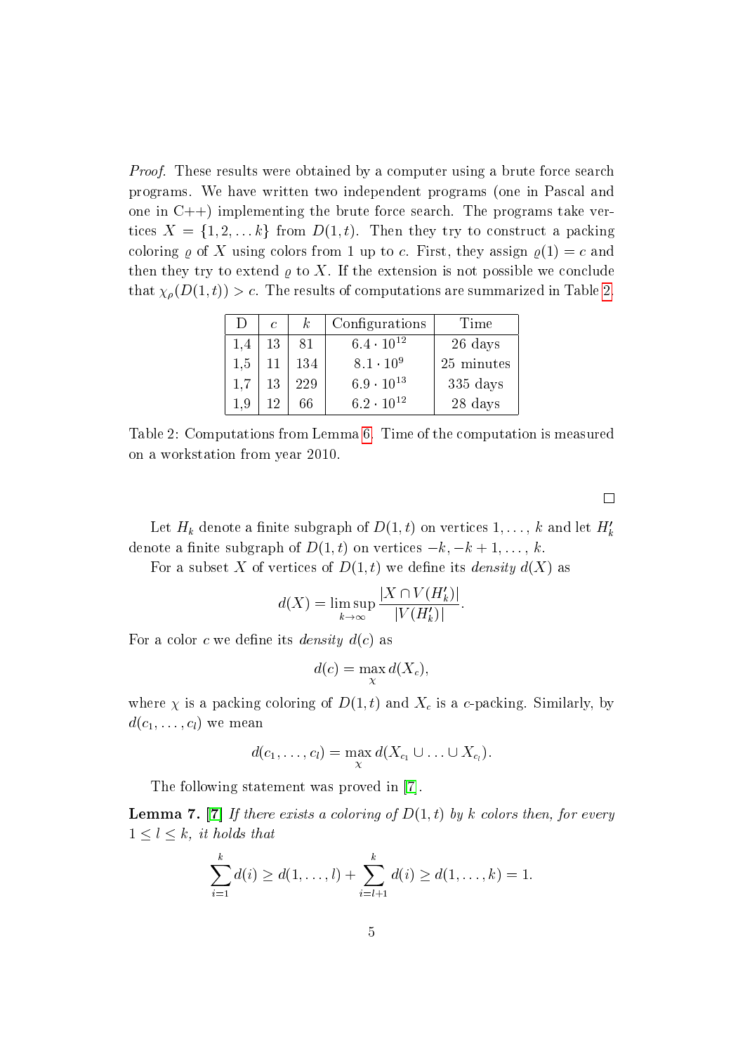*Proof.* These results were obtained by a computer using a brute force search programs. We have written two independent programs (one in Pascal and one in C++) implementing the brute force search. The programs take vertices $X = \{1, 2, \dots k\}$ from $D(1, t)$. Then they try to construct a packing coloring $\varrho$ of $X$ using colors from 1 up to $c$. First, they assign $\varrho(1) = c$ and then they try to extend $\varrho$ to $X$. If the extension is not possible we conclude that $\chi_\rho(D(1, t)) > c$. The results of computations are summarized in Table 2.

| D | $c$ | $k$ | Configurations | Time |
|---|---|---|---|---|
| 1,4 | 13 | 81 | $6.4 \cdot 10^{12}$ | 26 days |
| 1,5 | 11 | 134 | $8.1 \cdot 10^{9}$ | 25 minutes |
| 1,7 | 13 | 229 | $6.9 \cdot 10^{13}$ | 335 days |
| 1,9 | 12 | 66 | $6.2 \cdot 10^{12}$ | 28 days |

Table 2: Computations from Lemma 6. Time of the computation is measured on a workstation from year 2010.

□

Let $H_k$ denote a finite subgraph of $D(1, t)$ on vertices $1, \dots, k$ and let $H'_k$ denote a finite subgraph of $D(1, t)$ on vertices $-k, -k + 1, \dots, k$.

For a subset $X$ of vertices of $D(1, t)$ we define its *density* $d(X)$ as

$$d(X) = \limsup_{k \to \infty} \frac{|X \cap V(H'_k)|}{|V(H'_k)|}.$$

For a color $c$ we define its *density* $d(c)$ as

$$d(c) = \max_{\chi} d(X_c),$$

where $\chi$ is a packing coloring of $D(1, t)$ and $X_c$ is a $c$-packing. Similarly, by $d(c_1, \dots, c_l)$ we mean

$$d(c_1, \dots, c_l) = \max_{\chi} d(X_{c_1} \cup \ldots \cup X_{c_l}).$$

The following statement was proved in [7].

**Lemma 7.** [7] *If there exists a coloring of $D(1, t)$ by $k$ colors then, for every $1 \le l \le k$, it holds that*

$$\sum_{i=1}^{k} d(i) \ge d(1, \dots, l) + \sum_{i=l+1}^{k} d(i) \ge d(1, \dots, k) = 1.$$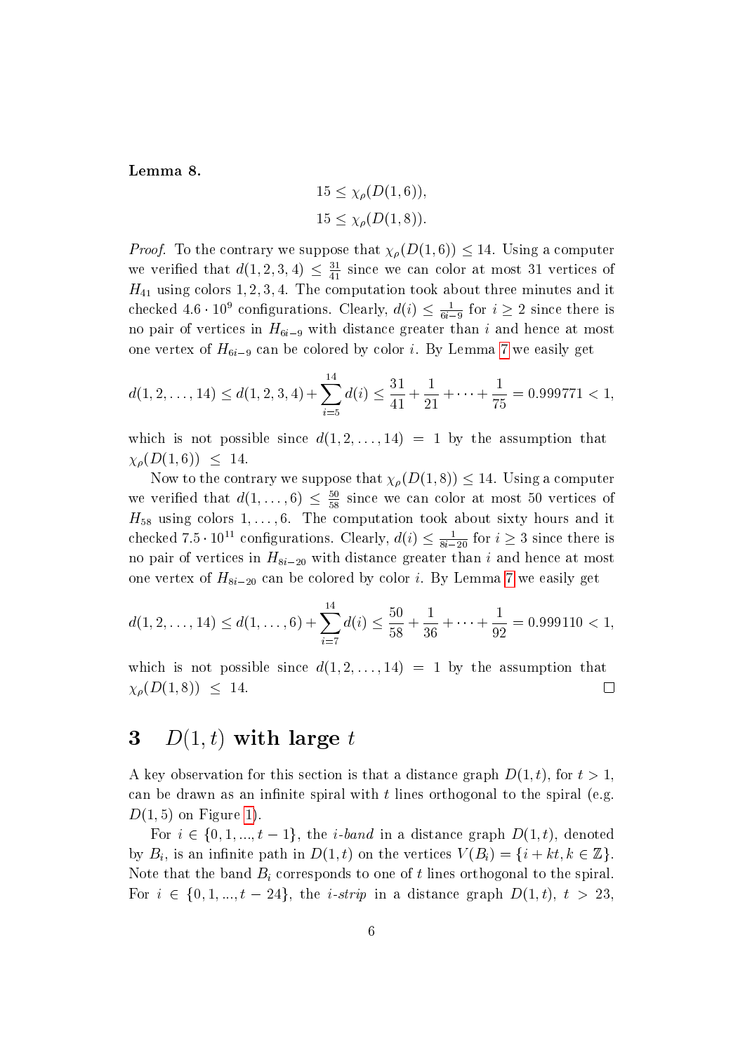**Lemma 8.**

$$15 \leq \chi_\rho(D(1,6)),$$
$$15 \leq \chi_\rho(D(1,8)).$$

*Proof.* To the contrary we suppose that $\chi_\rho(D(1,6)) \leq 14$. Using a computer we verified that $d(1,2,3,4) \leq \frac{31}{41}$ since we can color at most 31 vertices of $H_{41}$ using colors $1,2,3,4$. The computation took about three minutes and it checked $4.6 \cdot 10^9$ configurations. Clearly, $d(i) \leq \frac{1}{6i-9}$ for $i \geq 2$ since there is no pair of vertices in $H_{6i-9}$ with distance greater than $i$ and hence at most one vertex of $H_{6i-9}$ can be colored by color $i$. By Lemma 7 we easily get

$$d(1,2,\dots,14) \leq d(1,2,3,4) + \sum_{i=5}^{14} d(i) \leq \frac{31}{41} + \frac{1}{21} + \cdots + \frac{1}{75} = 0.999771 < 1,$$

which is not possible since $d(1,2,\dots,14) = 1$ by the assumption that $\chi_\rho(D(1,6)) \leq 14$.

Now to the contrary we suppose that $\chi_\rho(D(1,8)) \leq 14$. Using a computer we verified that $d(1,\dots,6) \leq \frac{50}{58}$ since we can color at most 50 vertices of $H_{58}$ using colors $1,\dots,6$. The computation took about sixty hours and it checked $7.5 \cdot 10^{11}$ configurations. Clearly, $d(i) \leq \frac{1}{8i-20}$ for $i \geq 3$ since there is no pair of vertices in $H_{8i-20}$ with distance greater than $i$ and hence at most one vertex of $H_{8i-20}$ can be colored by color $i$. By Lemma 7 we easily get

$$d(1,2,\dots,14) \leq d(1,\dots,6) + \sum_{i=7}^{14} d(i) \leq \frac{50}{58} + \frac{1}{36} + \cdots + \frac{1}{92} = 0.999110 < 1,$$

which is not possible since $d(1,2,\dots,14) = 1$ by the assumption that $\chi_\rho(D(1,8)) \leq 14$. □

# 3 $D(1,t)$ with large $t$

A key observation for this section is that a distance graph $D(1,t)$, for $t > 1$, can be drawn as an infinite spiral with $t$ lines orthogonal to the spiral (e.g. $D(1,5)$ on Figure 1).

For $i \in \{0,1,...,t-1\}$, the *i-band* in a distance graph $D(1,t)$, denoted by $B_i$, is an infinite path in $D(1,t)$ on the vertices $V(B_i) = \{i + kt, k \in \mathbb{Z}\}$. Note that the band $B_i$ corresponds to one of $t$ lines orthogonal to the spiral. For $i \in \{0,1,...,t-24\}$, the *i-strip* in a distance graph $D(1,t)$, $t > 23$,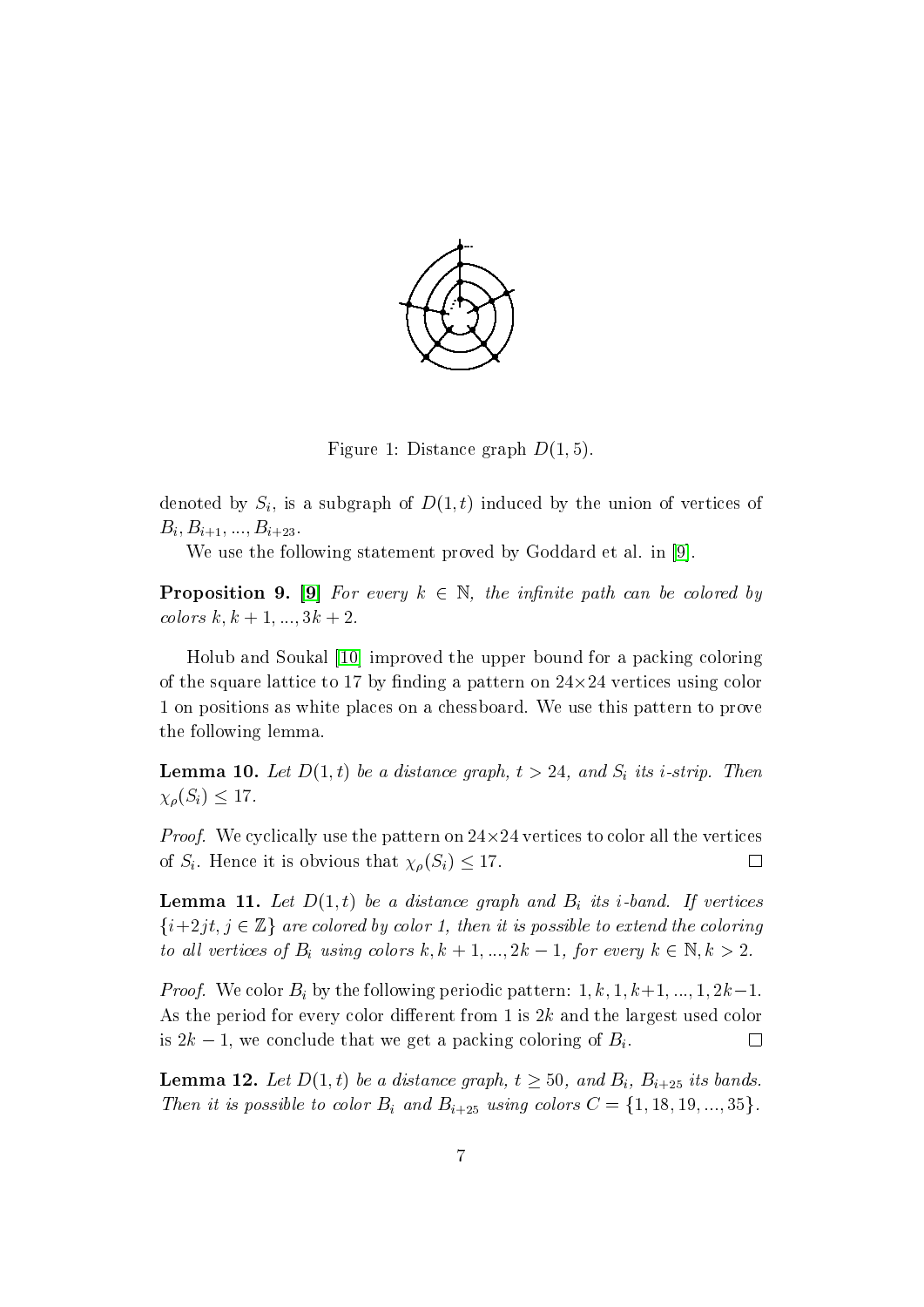Figure 1: Distance graph $D(1,5)$.

denoted by $S_i$, is a subgraph of $D(1,t)$ induced by the union of vertices of $B_i, B_{i+1}, ..., B_{i+23}$.

We use the following statement proved by Goddard et al. in [9].

**Proposition 9.** [9] *For every $k \in \mathbb{N}$, the infinite path can be colored by colors $k, k+1, ..., 3k+2$.*

Holub and Soukal [10] improved the upper bound for a packing coloring of the square lattice to 17 by finding a pattern on $24 \times 24$ vertices using color 1 on positions as white places on a chessboard. We use this pattern to prove the following lemma.

**Lemma 10.** *Let $D(1,t)$ be a distance graph, $t > 24$, and $S_i$ its $i$-strip. Then $\chi_\rho(S_i) \leq 17$.*

*Proof.* We cyclically use the pattern on $24 \times 24$ vertices to color all the vertices of $S_i$. Hence it is obvious that $\chi_\rho(S_i) \leq 17$. $\square$

**Lemma 11.** *Let $D(1,t)$ be a distance graph and $B_i$ its $i$-band. If vertices $\{i+2jt, j \in \mathbb{Z}\}$ are colored by color 1, then it is possible to extend the coloring to all vertices of $B_i$ using colors $k, k+1, ..., 2k-1$, for every $k \in \mathbb{N}, k > 2$.*

*Proof.* We color $B_i$ by the following periodic pattern: $1, k, 1, k+1, ..., 1, 2k-1$. As the period for every color different from 1 is $2k$ and the largest used color is $2k-1$, we conclude that we get a packing coloring of $B_i$. $\square$

**Lemma 12.** *Let $D(1,t)$ be a distance graph, $t \geq 50$, and $B_i$, $B_{i+25}$ its bands. Then it is possible to color $B_i$ and $B_{i+25}$ using colors $C = \{1, 18, 19, ..., 35\}$.*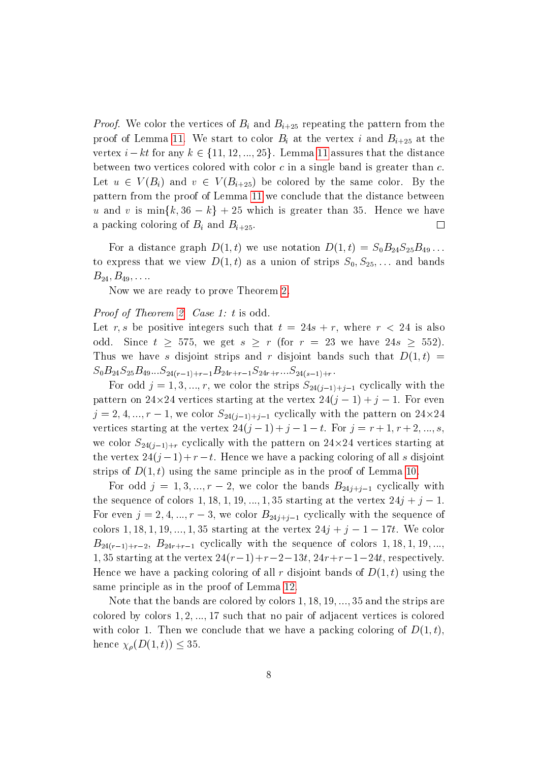*Proof.* We color the vertices of $B_i$ and $B_{i+25}$ repeating the pattern from the proof of Lemma 11. We start to color $B_i$ at the vertex $i$ and $B_{i+25}$ at the vertex $i - kt$ for any $k \in \{11, 12, ..., 25\}$. Lemma 11 assures that the distance between two vertices colored with color $c$ in a single band is greater than $c$. Let $u \in V(B_i)$ and $v \in V(B_{i+25})$ be colored by the same color. By the pattern from the proof of Lemma 11 we conclude that the distance between $u$ and $v$ is $\min\{k, 36 - k\} + 25$ which is greater than 35. Hence we have a packing coloring of $B_i$ and $B_{i+25}$. □

For a distance graph $D(1, t)$ we use notation $D(1, t) = S_0 B_{24} S_{25} B_{49} \ldots$ to express that we view $D(1, t)$ as a union of strips $S_0, S_{25}, \ldots$ and bands $B_{24}, B_{49}, \ldots$.

Now we are ready to prove Theorem 2.

*Proof of Theorem 2.* *Case 1: $t$ is odd.*
Let $r, s$ be positive integers such that $t = 24s + r$, where $r < 24$ is also odd. Since $t \geq 575$, we get $s \geq r$ (for $r = 23$ we have $24s \geq 552$). Thus we have $s$ disjoint strips and $r$ disjoint bands such that $D(1, t) = S_0 B_{24} S_{25} B_{49} ... S_{24(r-1)+r-1} B_{24r+r-1} S_{24r+r} ... S_{24(s-1)+r}$.

For odd $j = 1, 3, ..., r$, we color the strips $S_{24(j-1)+j-1}$ cyclically with the pattern on $24 \times 24$ vertices starting at the vertex $24(j-1) + j - 1$. For even $j = 2, 4, ..., r - 1$, we color $S_{24(j-1)+j-1}$ cyclically with the pattern on $24 \times 24$ vertices starting at the vertex $24(j-1) + j - 1 - t$. For $j = r+1, r+2, ..., s$, we color $S_{24(j-1)+r}$ cyclically with the pattern on $24 \times 24$ vertices starting at the vertex $24(j-1) + r - t$. Hence we have a packing coloring of all $s$ disjoint strips of $D(1, t)$ using the same principle as in the proof of Lemma 10.

For odd $j = 1, 3, ..., r - 2$, we color the bands $B_{24j+j-1}$ cyclically with the sequence of colors $1, 18, 1, 19, ..., 1, 35$ starting at the vertex $24j + j - 1$. For even $j = 2, 4, ..., r - 3$, we color $B_{24j+j-1}$ cyclically with the sequence of colors $1, 18, 1, 19, ..., 1, 35$ starting at the vertex $24j + j - 1 - 17t$. We color $B_{24(r-1)+r-2}$, $B_{24r+r-1}$ cyclically with the sequence of colors $1, 18, 1, 19, ...,$ $1, 35$ starting at the vertex $24(r-1)+r-2-13t$, $24r+r-1-24t$, respectively. Hence we have a packing coloring of all $r$ disjoint bands of $D(1, t)$ using the same principle as in the proof of Lemma 12.

Note that the bands are colored by colors $1, 18, 19, ..., 35$ and the strips are colored by colors $1, 2, ..., 17$ such that no pair of adjacent vertices is colored with color 1. Then we conclude that we have a packing coloring of $D(1, t)$, hence $\chi_\rho(D(1, t)) \leq 35$.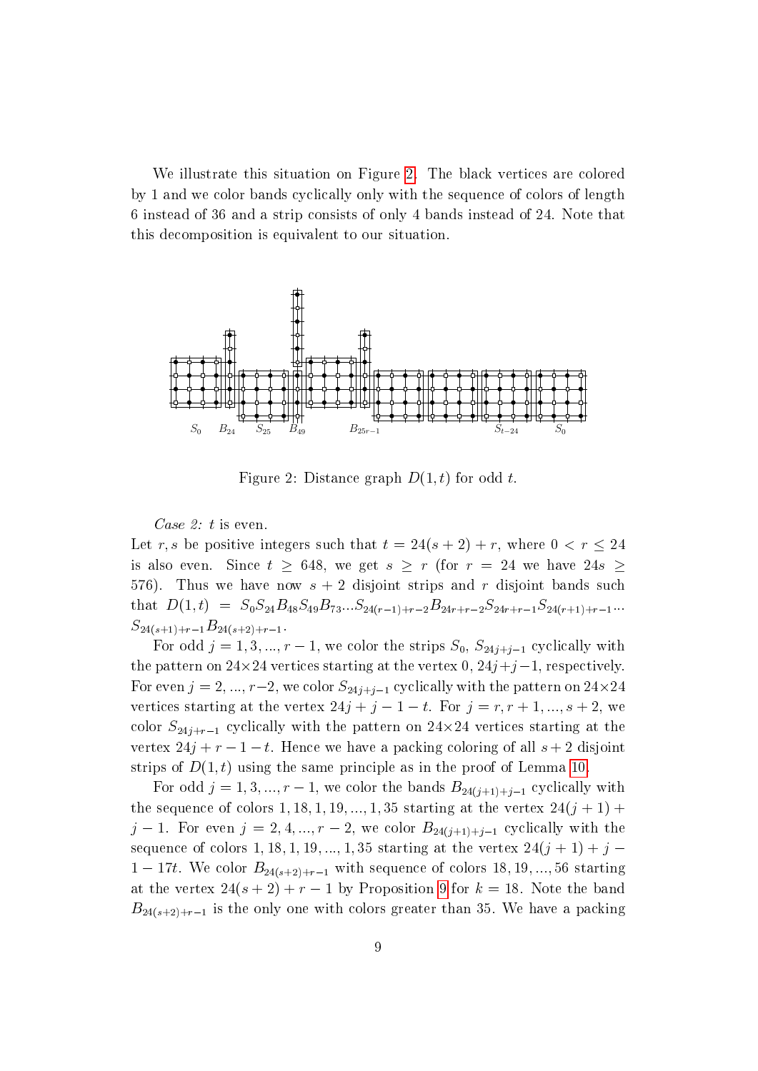We illustrate this situation on Figure 2. The black vertices are colored by 1 and we color bands cyclically only with the sequence of colors of length 6 instead of 36 and a strip consists of only 4 bands instead of 24. Note that this decomposition is equivalent to our situation.

Figure 2: Distance graph $D(1,t)$ for odd $t$.

*Case 2: $t$ is even.*

Let $r, s$ be positive integers such that $t = 24(s+2) + r$, where $0 < r \leq 24$ is also even. Since $t \geq 648$, we get $s \geq r$ (for $r = 24$ we have $24s \geq 576$). Thus we have now $s+2$ disjoint strips and $r$ disjoint bands such that $D(1,t) = S_0 S_{24} B_{48} S_{49} B_{73} \ldots S_{24(r-1)+r-2} B_{24r+r-2} S_{24r+r-1} S_{24(r+1)+r-1} \cdots S_{24(s+1)+r-1} B_{24(s+2)+r-1}$.

For odd $j = 1, 3, \ldots, r-1$, we color the strips $S_0$, $S_{24j+j-1}$ cyclically with the pattern on $24 \times 24$ vertices starting at the vertex $0$, $24j+j-1$, respectively. For even $j = 2, \ldots, r-2$, we color $S_{24j+j-1}$ cyclically with the pattern on $24 \times 24$ vertices starting at the vertex $24j + j - 1 - t$. For $j = r, r+1, \ldots, s+2$, we color $S_{24j+r-1}$ cyclically with the pattern on $24 \times 24$ vertices starting at the vertex $24j + r - 1 - t$. Hence we have a packing coloring of all $s+2$ disjoint strips of $D(1,t)$ using the same principle as in the proof of Lemma 10.

For odd $j = 1, 3, \ldots, r-1$, we color the bands $B_{24(j+1)+j-1}$ cyclically with the sequence of colors $1, 18, 1, 19, \ldots, 1, 35$ starting at the vertex $24(j+1) + j - 1$. For even $j = 2, 4, \ldots, r-2$, we color $B_{24(j+1)+j-1}$ cyclically with the sequence of colors $1, 18, 1, 19, \ldots, 1, 35$ starting at the vertex $24(j+1) + j - 1 - 17t$. We color $B_{24(s+2)+r-1}$ with sequence of colors $18, 19, \ldots, 56$ starting at the vertex $24(s+2) + r - 1$ by Proposition 9 for $k = 18$. Note the band $B_{24(s+2)+r-1}$ is the only one with colors greater than 35. We have a packing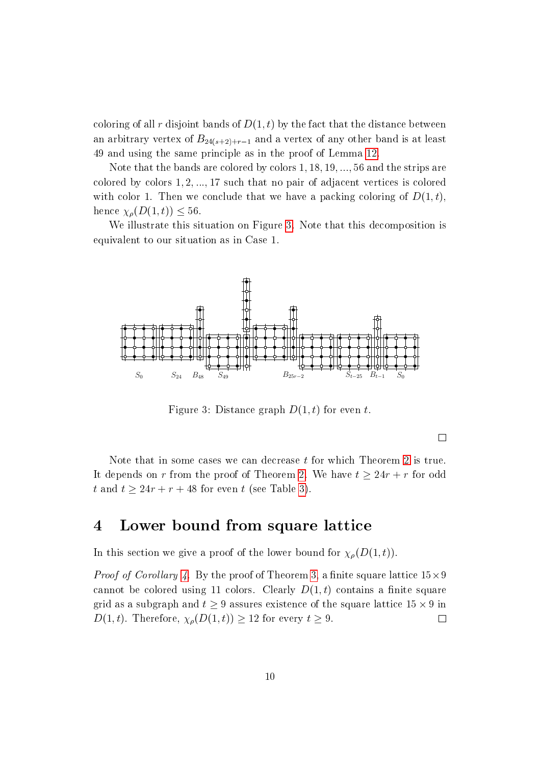coloring of all $r$ disjoint bands of $D(1,t)$ by the fact that the distance between an arbitrary vertex of $B_{24(s+2)+r-1}$ and a vertex of any other band is at least 49 and using the same principle as in the proof of Lemma 12.

Note that the bands are colored by colors $1, 18, 19, ..., 56$ and the strips are colored by colors $1, 2, ..., 17$ such that no pair of adjacent vertices is colored with color 1. Then we conclude that we have a packing coloring of $D(1,t)$, hence $\chi_\rho(D(1,t)) \leq 56$.

We illustrate this situation on Figure 3. Note that this decomposition is equivalent to our situation as in Case 1.

Figure 3: Distance graph $D(1,t)$ for even $t$.

□

Note that in some cases we can decrease $t$ for which Theorem 2 is true. It depends on $r$ from the proof of Theorem 2. We have $t \geq 24r + r$ for odd $t$ and $t \geq 24r + r + 48$ for even $t$ (see Table 3).

# 4 Lower bound from square lattice

In this section we give a proof of the lower bound for $\chi_\rho(D(1,t))$.

*Proof of Corollary 4.* By the proof of Theorem 3, a finite square lattice $15 \times 9$ cannot be colored using 11 colors. Clearly $D(1,t)$ contains a finite square grid as a subgraph and $t \geq 9$ assures existence of the square lattice $15 \times 9$ in $D(1,t)$. Therefore, $\chi_\rho(D(1,t)) \geq 12$ for every $t \geq 9$. □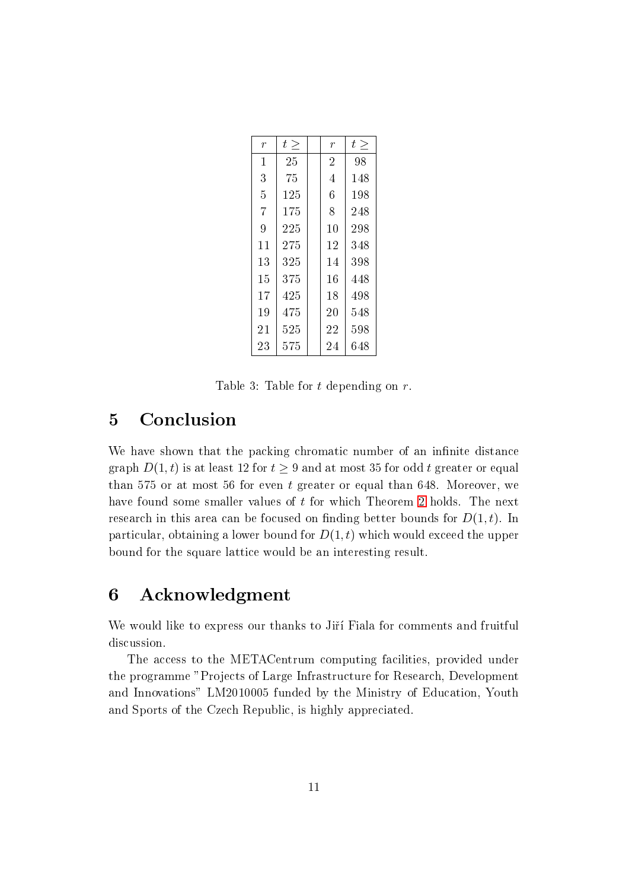| $r$ | $t \geq$ | | $r$ | $t \geq$ |
|---|---|---|---|---|
| 1 | 25 | | 2 | 98 |
| 3 | 75 | | 4 | 148 |
| 5 | 125 | | 6 | 198 |
| 7 | 175 | | 8 | 248 |
| 9 | 225 | | 10 | 298 |
| 11 | 275 | | 12 | 348 |
| 13 | 325 | | 14 | 398 |
| 15 | 375 | | 16 | 448 |
| 17 | 425 | | 18 | 498 |
| 19 | 475 | | 20 | 548 |
| 21 | 525 | | 22 | 598 |
| 23 | 575 | | 24 | 648 |

Table 3: Table for $t$ depending on $r$.

# 5 Conclusion

We have shown that the packing chromatic number of an infinite distance graph $D(1,t)$ is at least 12 for $t \geq 9$ and at most 35 for odd $t$ greater or equal than 575 or at most 56 for even $t$ greater or equal than 648. Moreover, we have found some smaller values of $t$ for which Theorem 2 holds. The next research in this area can be focused on finding better bounds for $D(1,t)$. In particular, obtaining a lower bound for $D(1,t)$ which would exceed the upper bound for the square lattice would be an interesting result.

# 6 Acknowledgment

We would like to express our thanks to Jiří Fiala for comments and fruitful discussion.

The access to the METACentrum computing facilities, provided under the programme "Projects of Large Infrastructure for Research, Development and Innovations" LM2010005 funded by the Ministry of Education, Youth and Sports of the Czech Republic, is highly appreciated.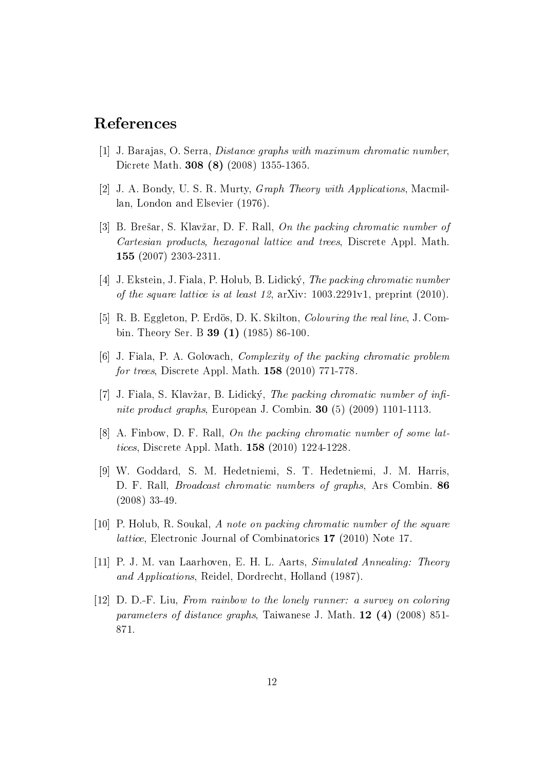## References

[1] J. Barajas, O. Serra, *Distance graphs with maximum chromatic number*, Dicrete Math. **308 (8)** (2008) 1355-1365.

[2] J. A. Bondy, U. S. R. Murty, *Graph Theory with Applications*, Macmillan, London and Elsevier (1976).

[3] B. Brešar, S. Klavžar, D. F. Rall, *On the packing chromatic number of Cartesian products, hexagonal lattice and trees*, Discrete Appl. Math. **155** (2007) 2303-2311.

[4] J. Ekstein, J. Fiala, P. Holub, B. Lidický, *The packing chromatic number of the square lattice is at least 12*, arXiv: 1003.2291v1, preprint (2010).

[5] R. B. Eggleton, P. Erdös, D. K. Skilton, *Colouring the real line*, J. Combin. Theory Ser. B **39 (1)** (1985) 86-100.

[6] J. Fiala, P. A. Golovach, *Complexity of the packing chromatic problem for trees*, Discrete Appl. Math. **158** (2010) 771-778.

[7] J. Fiala, S. Klavžar, B. Lidický, *The packing chromatic number of infinite product graphs*, European J. Combin. **30** (5) (2009) 1101-1113.

[8] A. Finbow, D. F. Rall, *On the packing chromatic number of some lattices*, Discrete Appl. Math. **158** (2010) 1224-1228.

[9] W. Goddard, S. M. Hedetniemi, S. T. Hedetniemi, J. M. Harris, D. F. Rall, *Broadcast chromatic numbers of graphs*, Ars Combin. **86** (2008) 33-49.

[10] P. Holub, R. Soukal, *A note on packing chromatic number of the square lattice*, Electronic Journal of Combinatorics **17** (2010) Note 17.

[11] P. J. M. van Laarhoven, E. H. L. Aarts, *Simulated Annealing: Theory and Applications*, Reidel, Dordrecht, Holland (1987).

[12] D. D.-F. Liu, *From rainbow to the lonely runner: a survey on coloring parameters of distance graphs*, Taiwanese J. Math. **12 (4)** (2008) 851-871.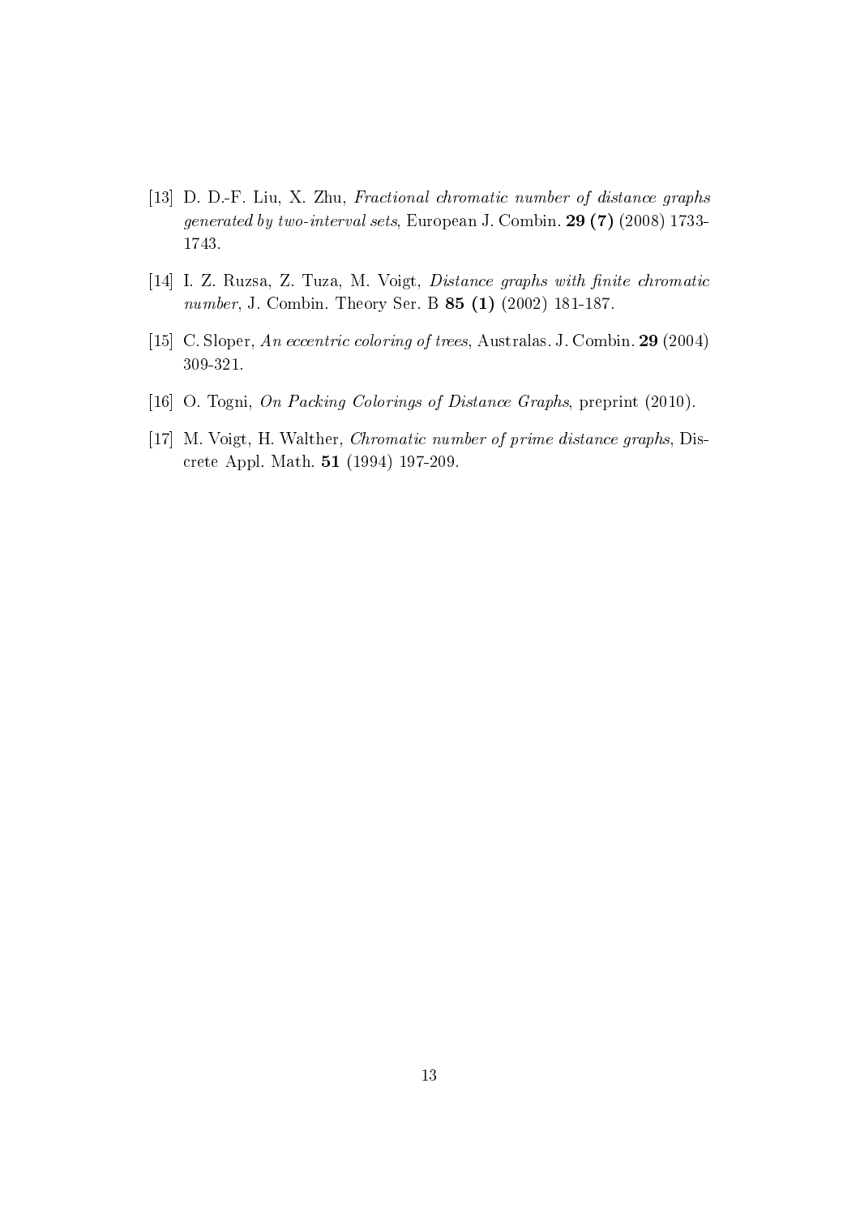[13] D. D.-F. Liu, X. Zhu, *Fractional chromatic number of distance graphs generated by two-interval sets*, European J. Combin. **29 (7)** (2008) 1733-1743.

[14] I. Z. Ruzsa, Z. Tuza, M. Voigt, *Distance graphs with finite chromatic number*, J. Combin. Theory Ser. B **85 (1)** (2002) 181-187.

[15] C. Sloper, *An eccentric coloring of trees*, Australas. J. Combin. **29** (2004) 309-321.

[16] O. Togni, *On Packing Colorings of Distance Graphs*, preprint (2010).

[17] M. Voigt, H. Walther, *Chromatic number of prime distance graphs*, Discrete Appl. Math. **51** (1994) 197-209.